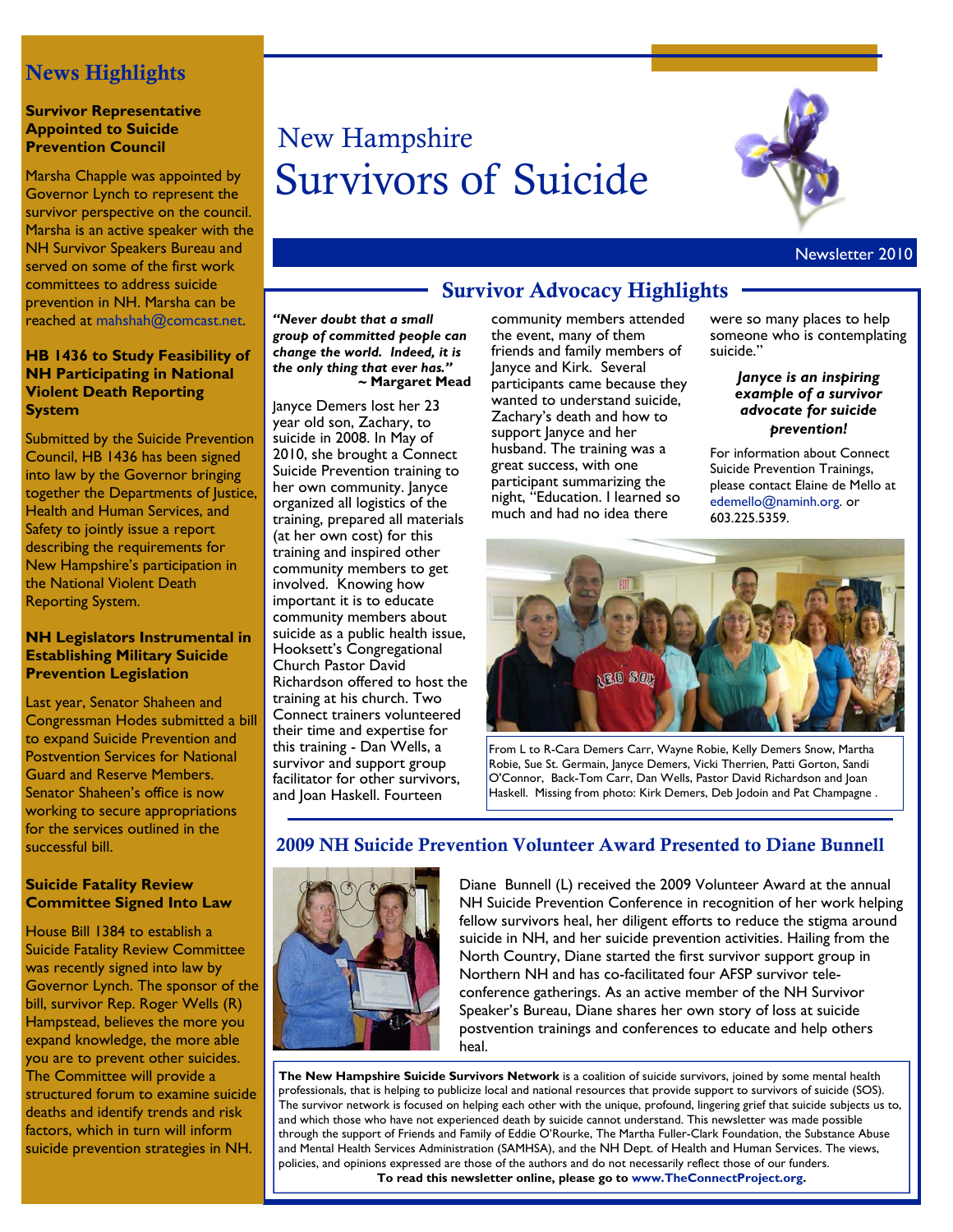# New Hampshire Survivors of Suicide

Newsletter 2010

## News Highlights

### Survivor Representative Appointed to Suicide Prevention Council

Marsha Chapple was appointed by Governor Lynch to represent the survivor perspective on the council. Marsha is an active speaker with the NH Survivor Speakers Bureau and served on some of the first work committees to address suicide prevention in NH. Marsha can be reached at mahshah@comcast.net.

### HB 1436 to Study Feasibility of NH Participating in National Violent Death Reporting System

Submitted by the Suicide Prevention Council, HB 1436 has been signed into law by the Governor bringing together the Departments of Justice, Health and Human Services, and Safety to jointly issue a report describing the requirements for New Hampshire's participation in the National Violent Death Reporting System.

### NH Legislators Instrumental in Establishing Military Suicide Prevention Legislation

Last year, Senator Shaheen and Congressman Hodes submitted a bill to expand Suicide Prevention and Postvention Services for National Guard and Reserve Members. Senator Shaheen's office is now working to secure appropriations for the services outlined in the successful bill.

### Suicide Fatality Review Committee Signed Into Law

House Bill 1384 to establish a Suicide Fatality Review Committee was recently signed into law by Governor Lynch. The sponsor of the bill, survivor Rep. Roger Wells (R) Hampstead, believes the more you expand knowledge, the more able you are to prevent other suicides. The Committee will provide a structured forum to examine suicide deaths and identify trends and risk factors, which in turn will inform suicide prevention strategies in NH.

## Survivor Advocacy Highlights

***"Never doubt that a small group of committed people can change the world. Indeed, it is the only thing that ever has."***
**~ Margaret Mead**

Janyce Demers lost her 23 year old son, Zachary, to suicide in 2008. In May of 2010, she brought a Connect Suicide Prevention training to her own community. Janyce organized all logistics of the training, prepared all materials (at her own cost) for this training and inspired other community members to get involved. Knowing how important it is to educate community members about suicide as a public health issue, Hooksett's Congregational Church Pastor David Richardson offered to host the training at his church. Two Connect trainers volunteered their time and expertise for this training - Dan Wells, a survivor and support group facilitator for other survivors, and Joan Haskell. Fourteen community members attended the event, many of them friends and family members of Janyce and Kirk. Several participants came because they wanted to understand suicide, Zachary's death and how to support Janyce and her husband. The training was a great success, with one participant summarizing the night, "Education. I learned so much and had no idea there were so many places to help someone who is contemplating suicide."

***Janyce is an inspiring example of a survivor advocate for suicide prevention!***

For information about Connect Suicide Prevention Trainings, please contact Elaine de Mello at edemello@naminh.org. or 603.225.5359.

From L to R-Cara Demers Carr, Wayne Robie, Kelly Demers Snow, Martha Robie, Sue St. Germain, Janyce Demers, Vicki Therrien, Patti Gorton, Sandi O'Connor, Back-Tom Carr, Dan Wells, Pastor David Richardson and Joan Haskell. Missing from photo: Kirk Demers, Deb Jodoin and Pat Champagne .

## 2009 NH Suicide Prevention Volunteer Award Presented to Diane Bunnell

Diane Bunnell (L) received the 2009 Volunteer Award at the annual NH Suicide Prevention Conference in recognition of her work helping fellow survivors heal, her diligent efforts to reduce the stigma around suicide in NH, and her suicide prevention activities. Hailing from the North Country, Diane started the first survivor support group in Northern NH and has co-facilitated four AFSP survivor tele-conference gatherings. As an active member of the NH Survivor Speaker's Bureau, Diane shares her own story of loss at suicide postvention trainings and conferences to educate and help others heal.

**The New Hampshire Suicide Survivors Network** is a coalition of suicide survivors, joined by some mental health professionals, that is helping to publicize local and national resources that provide support to survivors of suicide (SOS). The survivor network is focused on helping each other with the unique, profound, lingering grief that suicide subjects us to, and which those who have not experienced death by suicide cannot understand. This newsletter was made possible through the support of Friends and Family of Eddie O'Rourke, The Martha Fuller-Clark Foundation, the Substance Abuse and Mental Health Services Administration (SAMHSA), and the NH Dept. of Health and Human Services. The views, policies, and opinions expressed are those of the authors and do not necessarily reflect those of our funders.

**To read this newsletter online, please go to www.TheConnectProject.org.**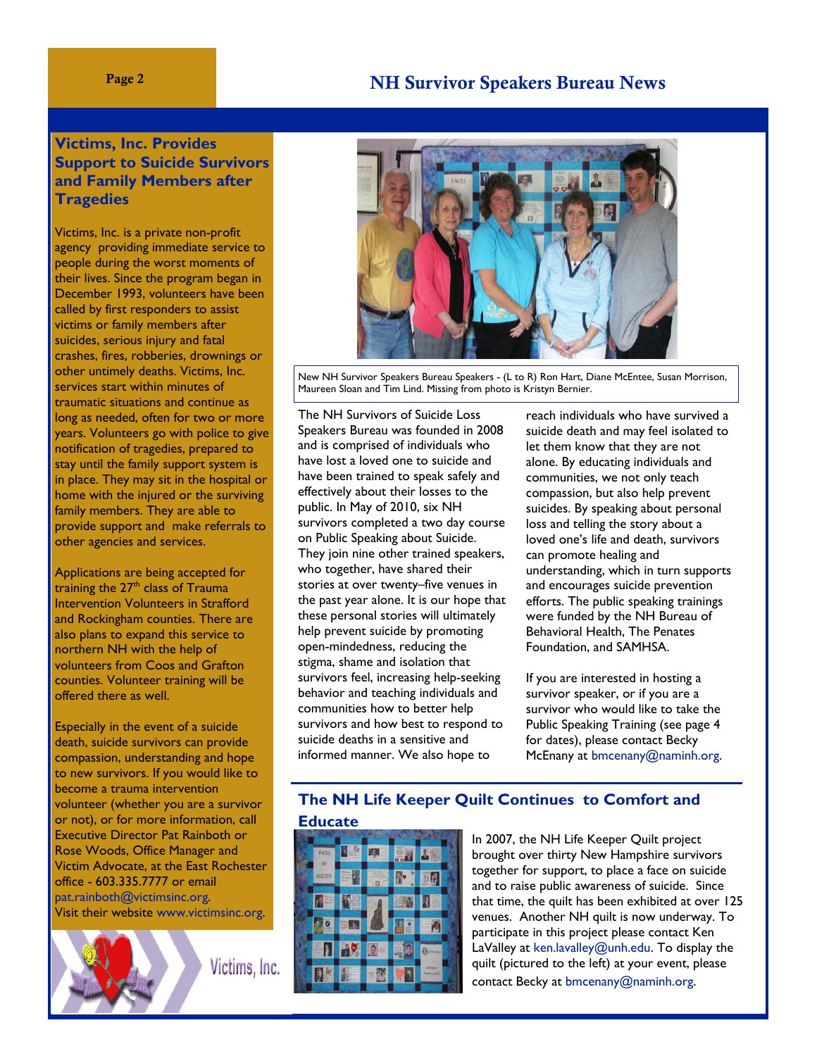## Victims, Inc. Provides Support to Suicide Survivors and Family Members after Tragedies

Victims, Inc. is a private non-profit agency providing immediate service to people during the worst moments of their lives. Since the program began in December 1993, volunteers have been called by first responders to assist victims or family members after suicides, serious injury and fatal crashes, fires, robberies, drownings or other untimely deaths. Victims, Inc. services start within minutes of traumatic situations and continue as long as needed, often for two or more years. Volunteers go with police to give notification of tragedies, prepared to stay until the family support system is in place. They may sit in the hospital or home with the injured or the surviving family members. They are able to provide support and make referrals to other agencies and services.

Applications are being accepted for training the 27th class of Trauma Intervention Volunteers in Strafford and Rockingham counties. There are also plans to expand this service to northern NH with the help of volunteers from Coos and Grafton counties. Volunteer training will be offered there as well.

Especially in the event of a suicide death, suicide survivors can provide compassion, understanding and hope to new survivors. If you would like to become a trauma intervention volunteer (whether you are a survivor or not), or for more information, call Executive Director Pat Rainboth or Rose Woods, Office Manager and Victim Advocate, at the East Rochester office - 603.335.7777 or email pat.rainboth@victimsinc.org. Visit their website www.victimsinc.org.

Victims, Inc.

New NH Survivor Speakers Bureau Speakers - (L to R) Ron Hart, Diane McEntee, Susan Morrison, Maureen Sloan and Tim Lind. Missing from photo is Kristyn Bernier.

The NH Survivors of Suicide Loss Speakers Bureau was founded in 2008 and is comprised of individuals who have lost a loved one to suicide and have been trained to speak safely and effectively about their losses to the public. In May of 2010, six NH survivors completed a two day course on Public Speaking about Suicide. They join nine other trained speakers, who together, have shared their stories at over twenty–five venues in the past year alone. It is our hope that these personal stories will ultimately help prevent suicide by promoting open-mindedness, reducing the stigma, shame and isolation that survivors feel, increasing help-seeking behavior and teaching individuals and communities how to better help survivors and how best to respond to suicide deaths in a sensitive and informed manner. We also hope to reach individuals who have survived a suicide death and may feel isolated to let them know that they are not alone. By educating individuals and communities, we not only teach compassion, but also help prevent suicides. By speaking about personal loss and telling the story about a loved one's life and death, survivors can promote healing and understanding, which in turn supports and encourages suicide prevention efforts. The public speaking trainings were funded by the NH Bureau of Behavioral Health, The Penates Foundation, and SAMHSA.

If you are interested in hosting a survivor speaker, or if you are a survivor who would like to take the Public Speaking Training (see page 4 for dates), please contact Becky McEnany at bmcenany@naminh.org.

## The NH Life Keeper Quilt Continues to Comfort and Educate

In 2007, the NH Life Keeper Quilt project brought over thirty New Hampshire survivors together for support, to place a face on suicide and to raise public awareness of suicide. Since that time, the quilt has been exhibited at over 125 venues. Another NH quilt is now underway. To participate in this project please contact Ken LaValley at ken.lavalley@unh.edu. To display the quilt (pictured to the left) at your event, please contact Becky at bmcenany@naminh.org.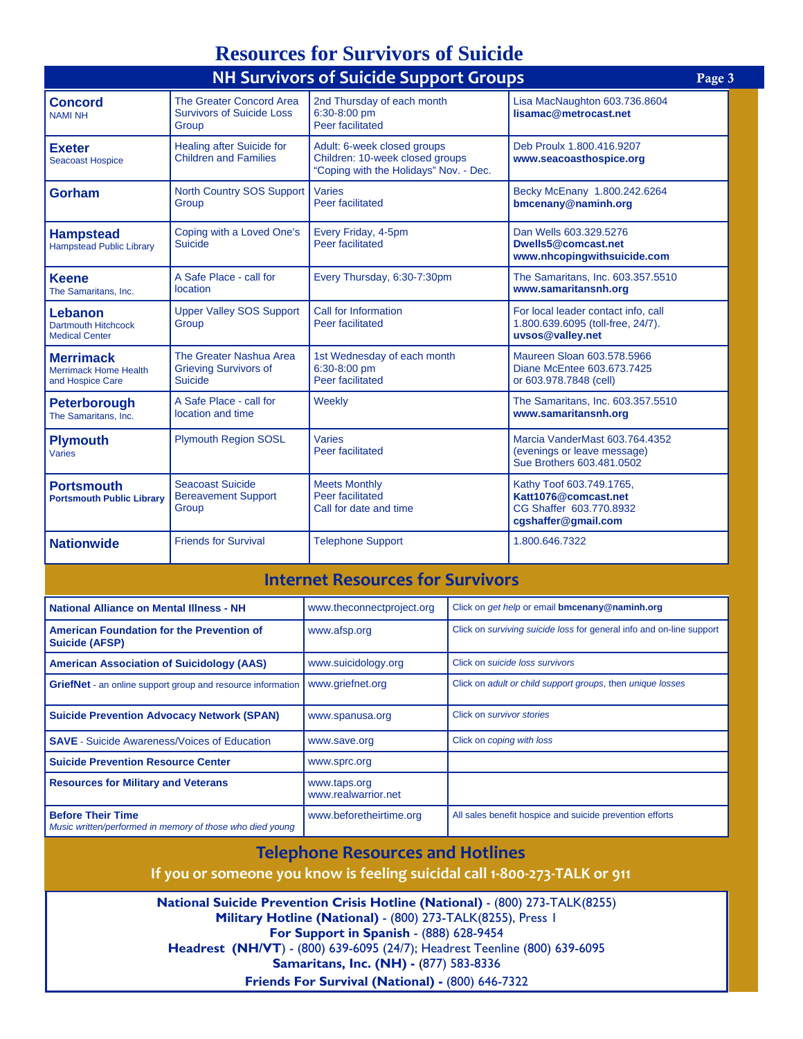# Resources for Survivors of Suicide

## NH Survivors of Suicide Support Groups

| | | | |
|---|---|---|---|
| **Concord** NAMI NH | The Greater Concord Area Survivors of Suicide Loss Group | 2nd Thursday of each month 6:30-8:00 pm Peer facilitated | Lisa MacNaughton 603.736.8604 **lisamac@metrocast.net** |
| **Exeter** Seacoast Hospice | Healing after Suicide for Children and Families | Adult: 6-week closed groups Children: 10-week closed groups "Coping with the Holidays" Nov. - Dec. | Deb Proulx 1.800.416.9207 **www.seacoasthospice.org** |
| **Gorham** | North Country SOS Support Group | Varies Peer facilitated | Becky McEnany 1.800.242.6264 **bmcenany@naminh.org** |
| **Hampstead** Hampstead Public Library | Coping with a Loved One's Suicide | Every Friday, 4-5pm Peer facilitated | Dan Wells 603.329.5276 **Dwells5@comcast.net** **www.nhcopingwithsuicide.com** |
| **Keene** The Samaritans, Inc. | A Safe Place - call for location | Every Thursday, 6:30-7:30pm | The Samaritans, Inc. 603.357.5510 **www.samaritansnh.org** |
| **Lebanon** Dartmouth Hitchcock Medical Center | Upper Valley SOS Support Group | Call for Information Peer facilitated | For local leader contact info, call 1.800.639.6095 (toll-free, 24/7). **uvsos@valley.net** |
| **Merrimack** Merrimack Home Health and Hospice Care | The Greater Nashua Area Grieving Survivors of Suicide | 1st Wednesday of each month 6:30-8:00 pm Peer facilitated | Maureen Sloan 603.578.5966 Diane McEntee 603.673.7425 or 603.978.7848 (cell) |
| **Peterborough** The Samaritans, Inc. | A Safe Place - call for location and time | Weekly | The Samaritans, Inc. 603.357.5510 **www.samaritansnh.org** |
| **Plymouth** Varies | Plymouth Region SOSL | Varies Peer facilitated | Marcia VanderMast 603.764.4352 (evenings or leave message) Sue Brothers 603.481.0502 |
| **Portsmouth** **Portsmouth Public Library** | Seacoast Suicide Bereavement Support Group | Meets Monthly Peer facilitated Call for date and time | Kathy Toof 603.749.1765, **Katt1076@comcast.net** CG Shaffer 603.770.8932 **cgshaffer@gmail.com** |
| **Nationwide** | Friends for Survival | Telephone Support | 1.800.646.7322 |

## Internet Resources for Survivors

| | | |
|---|---|---|
| **National Alliance on Mental Illness - NH** | www.theconnectproject.org | Click on *get help* or email **bmcenany@naminh.org** |
| **American Foundation for the Prevention of Suicide (AFSP)** | www.afsp.org | Click on *surviving suicide loss* for general info and on-line support |
| **American Association of Suicidology (AAS)** | www.suicidology.org | Click on *suicide loss survivors* |
| **GriefNet** - an online support group and resource information | www.griefnet.org | Click on *adult or child support groups*, then *unique losses* |
| **Suicide Prevention Advocacy Network (SPAN)** | www.spanusa.org | Click on *survivor stories* |
| **SAVE** - Suicide Awareness/Voices of Education | www.save.org | Click on *coping with loss* |
| **Suicide Prevention Resource Center** | www.sprc.org | |
| **Resources for Military and Veterans** | www.taps.org www.realwarrior.net | |
| **Before Their Time** *Music written/performed in memory of those who died young* | www.beforetheirtime.org | All sales benefit hospice and suicide prevention efforts |

## Telephone Resources and Hotlines

**If you or someone you know is feeling suicidal call 1-800-273-TALK or 911**

**National Suicide Prevention Crisis Hotline (National)** - (800) 273-TALK(8255)
**Military Hotline (National)** - (800) 273-TALK(8255), Press 1
**For Support in Spanish** - (888) 628-9454
**Headrest (NH/VT)** - (800) 639-6095 (24/7); Headrest Teenline (800) 639-6095
**Samaritans, Inc. (NH) -** (877) 583-8336
**Friends For Survival (National) -** (800) 646-7322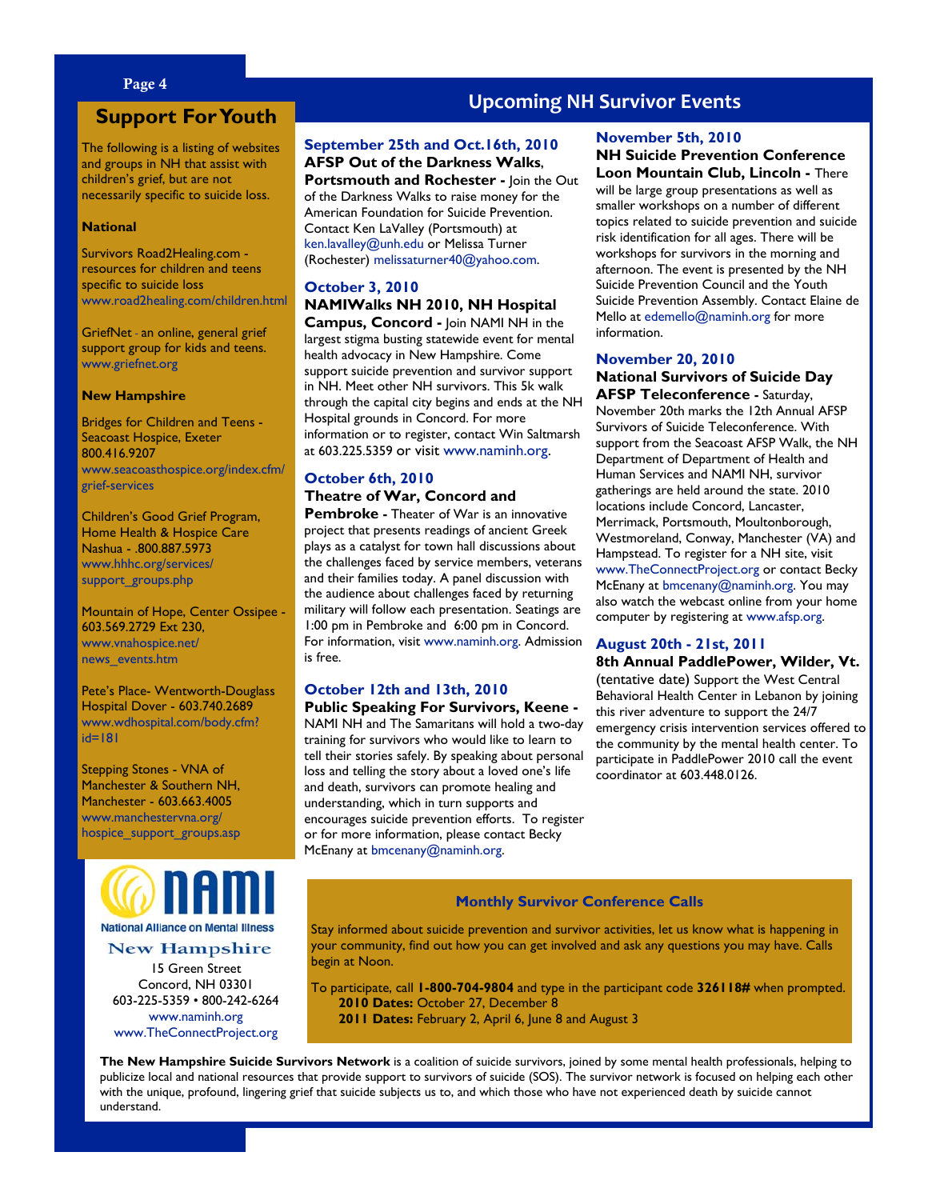## Support For Youth

The following is a listing of websites and groups in NH that assist with children's grief, but are not necessarily specific to suicide loss.

**National**

Survivors Road2Healing.com - resources for children and teens specific to suicide loss
www.road2healing.com/children.html

GriefNet - an online, general grief support group for kids and teens.
www.griefnet.org

**New Hampshire**

Bridges for Children and Teens - Seacoast Hospice, Exeter
800.416.9207
www.seacoasthospice.org/index.cfm/grief-services

Children's Good Grief Program, Home Health & Hospice Care
Nashua - .800.887.5973
www.hhhc.org/services/support_groups.php

Mountain of Hope, Center Ossipee - 603.569.2729 Ext 230,
www.vnahospice.net/news_events.htm

Pete's Place- Wentworth-Douglass Hospital Dover - 603.740.2689
www.wdhospital.com/body.cfm?id=181

Stepping Stones - VNA of Manchester & Southern NH, Manchester - 603.663.4005
www.manchestervna.org/hospice_support_groups.asp

NAMI
National Alliance on Mental Illness
New Hampshire
15 Green Street
Concord, NH 03301
603-225-5359 • 800-242-6264
www.naminh.org
www.TheConnectProject.org

## Upcoming NH Survivor Events

**September 25th and Oct.16th, 2010**
**AFSP Out of the Darkness Walks, Portsmouth and Rochester -** Join the Out of the Darkness Walks to raise money for the American Foundation for Suicide Prevention. Contact Ken LaValley (Portsmouth) at ken.lavalley@unh.edu or Melissa Turner (Rochester) melissaturner40@yahoo.com.

**October 3, 2010**
**NAMIWalks NH 2010, NH Hospital Campus, Concord -** Join NAMI NH in the largest stigma busting statewide event for mental health advocacy in New Hampshire. Come support suicide prevention and survivor support in NH. Meet other NH survivors. This 5k walk through the capital city begins and ends at the NH Hospital grounds in Concord. For more information or to register, contact Win Saltmarsh at 603.225.5359 or visit www.naminh.org.

**October 6th, 2010**
**Theatre of War, Concord and Pembroke -** Theater of War is an innovative project that presents readings of ancient Greek plays as a catalyst for town hall discussions about the challenges faced by service members, veterans and their families today. A panel discussion with the audience about challenges faced by returning military will follow each presentation. Seatings are 1:00 pm in Pembroke and 6:00 pm in Concord. For information, visit www.naminh.org. Admission is free.

**October 12th and 13th, 2010**
**Public Speaking For Survivors, Keene -** NAMI NH and The Samaritans will hold a two-day training for survivors who would like to learn to tell their stories safely. By speaking about personal loss and telling the story about a loved one's life and death, survivors can promote healing and understanding, which in turn supports and encourages suicide prevention efforts. To register or for more information, please contact Becky McEnany at bmcenany@naminh.org.

**November 5th, 2010**
**NH Suicide Prevention Conference Loon Mountain Club, Lincoln -** There will be large group presentations as well as smaller workshops on a number of different topics related to suicide prevention and suicide risk identification for all ages. There will be workshops for survivors in the morning and afternoon. The event is presented by the NH Suicide Prevention Council and the Youth Suicide Prevention Assembly. Contact Elaine de Mello at edemello@naminh.org for more information.

**November 20, 2010**
**National Survivors of Suicide Day AFSP Teleconference -** Saturday, November 20th marks the 12th Annual AFSP Survivors of Suicide Teleconference. With support from the Seacoast AFSP Walk, the NH Department of Department of Health and Human Services and NAMI NH, survivor gatherings are held around the state. 2010 locations include Concord, Lancaster, Merrimack, Portsmouth, Moultonborough, Westmoreland, Conway, Manchester (VA) and Hampstead. To register for a NH site, visit www.TheConnectProject.org or contact Becky McEnany at bmcenany@naminh.org. You may also watch the webcast online from your home computer by registering at www.afsp.org.

**August 20th - 21st, 2011**
**8th Annual PaddlePower, Wilder, Vt.** (tentative date) Support the West Central Behavioral Health Center in Lebanon by joining this river adventure to support the 24/7 emergency crisis intervention services offered to the community by the mental health center. To participate in PaddlePower 2010 call the event coordinator at 603.448.0126.

### Monthly Survivor Conference Calls

Stay informed about suicide prevention and survivor activities, let us know what is happening in your community, find out how you can get involved and ask any questions you may have. Calls begin at Noon.

To participate, call **1-800-704-9804** and type in the participant code **326118#** when prompted.
**2010 Dates:** October 27, December 8
**2011 Dates:** February 2, April 6, June 8 and August 3

**The New Hampshire Suicide Survivors Network** is a coalition of suicide survivors, joined by some mental health professionals, helping to publicize local and national resources that provide support to survivors of suicide (SOS). The survivor network is focused on helping each other with the unique, profound, lingering grief that suicide subjects us to, and which those who have not experienced death by suicide cannot understand.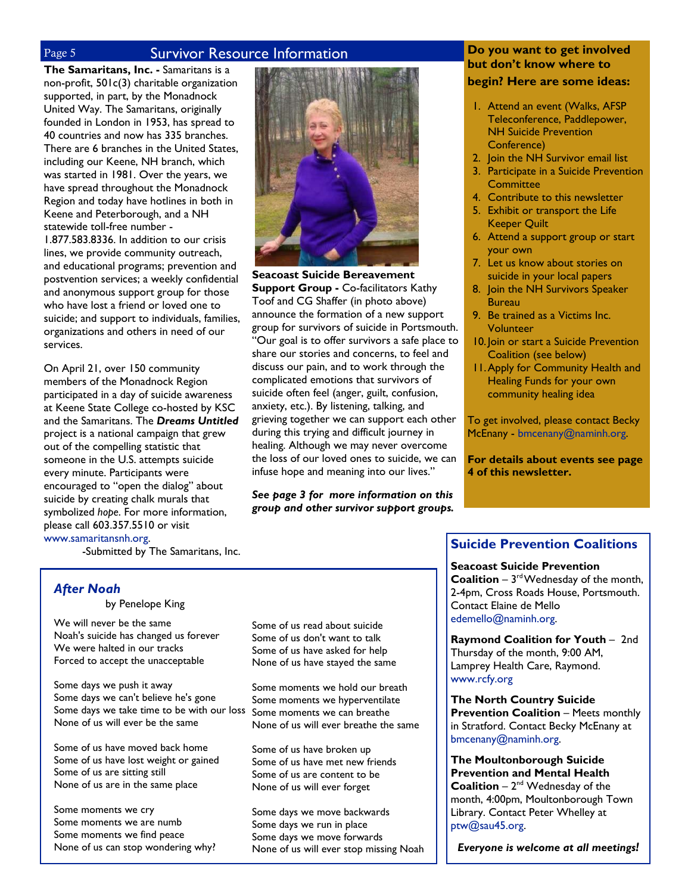## Survivor Resource Information

**The Samaritans, Inc. -** Samaritans is a non-profit, 501c(3) charitable organization supported, in part, by the Monadnock United Way. The Samaritans, originally founded in London in 1953, has spread to 40 countries and now has 335 branches. There are 6 branches in the United States, including our Keene, NH branch, which was started in 1981. Over the years, we have spread throughout the Monadnock Region and today have hotlines in both in Keene and Peterborough, and a NH statewide toll-free number - 1.877.583.8336. In addition to our crisis lines, we provide community outreach, and educational programs; prevention and postvention services; a weekly confidential and anonymous support group for those who have lost a friend or loved one to suicide; and support to individuals, families, organizations and others in need of our services.

On April 21, over 150 community members of the Monadnock Region participated in a day of suicide awareness at Keene State College co-hosted by KSC and the Samaritans. The ***Dreams Untitled*** project is a national campaign that grew out of the compelling statistic that someone in the U.S. attempts suicide every minute. Participants were encouraged to "open the dialog" about suicide by creating chalk murals that symbolized *hope*. For more information, please call 603.357.5510 or visit www.samaritansnh.org.

-Submitted by The Samaritans, Inc.

**Seacoast Suicide Bereavement Support Group -** Co-facilitators Kathy Toof and CG Shaffer (in photo above) announce the formation of a new support group for survivors of suicide in Portsmouth. "Our goal is to offer survivors a safe place to share our stories and concerns, to feel and discuss our pain, and to work through the complicated emotions that survivors of suicide often feel (anger, guilt, confusion, anxiety, etc.). By listening, talking, and grieving together we can support each other during this trying and difficult journey in healing. Although we may never overcome the loss of our loved ones to suicide, we can infuse hope and meaning into our lives."

***See page 3 for more information on this group and other survivor support groups.***

### Do you want to get involved but don't know where to begin? Here are some ideas:

1. Attend an event (Walks, AFSP Teleconference, Paddlepower, NH Suicide Prevention Conference)
2. Join the NH Survivor email list
3. Participate in a Suicide Prevention Committee
4. Contribute to this newsletter
5. Exhibit or transport the Life Keeper Quilt
6. Attend a support group or start your own
7. Let us know about stories on suicide in your local papers
8. Join the NH Survivors Speaker Bureau
9. Be trained as a Victims Inc. Volunteer
10. Join or start a Suicide Prevention Coalition (see below)
11. Apply for Community Health and Healing Funds for your own community healing idea

To get involved, please contact Becky McEnany - bmcenany@naminh.org.

**For details about events see page 4 of this newsletter.**

### *After Noah*

by Penelope King

We will never be the same
Noah's suicide has changed us forever
We were halted in our tracks
Forced to accept the unacceptable

Some days we push it away
Some days we can't believe he's gone
Some days we take time to be with our loss
None of us will ever be the same

Some of us have moved back home
Some of us have lost weight or gained
Some of us are sitting still
None of us are in the same place

Some moments we cry
Some moments we are numb
Some moments we find peace
None of us can stop wondering why?

Some of us read about suicide
Some of us don't want to talk
Some of us have asked for help
None of us have stayed the same

Some moments we hold our breath
Some moments we hyperventilate
Some moments we can breathe
None of us will ever breathe the same

Some of us have broken up
Some of us have met new friends
Some of us are content to be
None of us will ever forget

Some days we move backwards
Some days we run in place
Some days we move forwards
None of us will ever stop missing Noah

### Suicide Prevention Coalitions

**Seacoast Suicide Prevention Coalition** – 3rd Wednesday of the month, 2-4pm, Cross Roads House, Portsmouth. Contact Elaine de Mello edemello@naminh.org.

**Raymond Coalition for Youth** – 2nd Thursday of the month, 9:00 AM, Lamprey Health Care, Raymond. www.rcfy.org

**The North Country Suicide Prevention Coalition** – Meets monthly in Stratford. Contact Becky McEnany at bmcenany@naminh.org.

**The Moultonborough Suicide Prevention and Mental Health Coalition** – 2nd Wednesday of the month, 4:00pm, Moultonborough Town Library. Contact Peter Whelley at ptw@sau45.org.

***Everyone is welcome at all meetings!***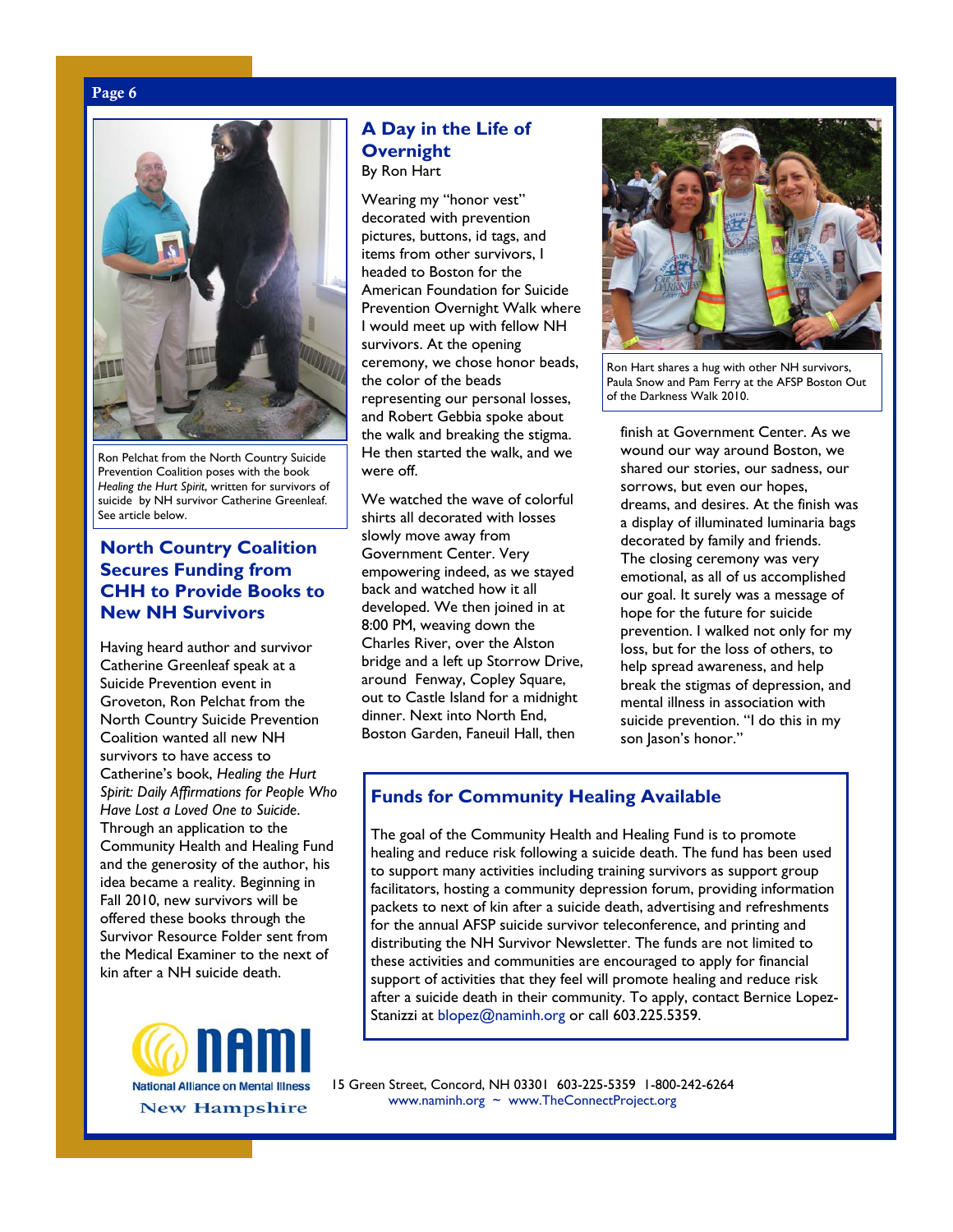Ron Pelchat from the North Country Suicide Prevention Coalition poses with the book *Healing the Hurt Spirit*, written for survivors of suicide by NH survivor Catherine Greenleaf. See article below.

## North Country Coalition Secures Funding from CHH to Provide Books to New NH Survivors

Having heard author and survivor Catherine Greenleaf speak at a Suicide Prevention event in Groveton, Ron Pelchat from the North Country Suicide Prevention Coalition wanted all new NH survivors to have access to Catherine's book, *Healing the Hurt Spirit: Daily Affirmations for People Who Have Lost a Loved One to Suicide*. Through an application to the Community Health and Healing Fund and the generosity of the author, his idea became a reality. Beginning in Fall 2010, new survivors will be offered these books through the Survivor Resource Folder sent from the Medical Examiner to the next of kin after a NH suicide death.

## A Day in the Life of Overnight

By Ron Hart

Wearing my "honor vest" decorated with prevention pictures, buttons, id tags, and items from other survivors, I headed to Boston for the American Foundation for Suicide Prevention Overnight Walk where I would meet up with fellow NH survivors. At the opening ceremony, we chose honor beads, the color of the beads representing our personal losses, and Robert Gebbia spoke about the walk and breaking the stigma. He then started the walk, and we were off.

We watched the wave of colorful shirts all decorated with losses slowly move away from Government Center. Very empowering indeed, as we stayed back and watched how it all developed. We then joined in at 8:00 PM, weaving down the Charles River, over the Alston bridge and a left up Storrow Drive, around Fenway, Copley Square, out to Castle Island for a midnight dinner. Next into North End, Boston Garden, Faneuil Hall, then finish at Government Center. As we wound our way around Boston, we shared our stories, our sadness, our sorrows, but even our hopes, dreams, and desires. At the finish was a display of illuminated luminaria bags decorated by family and friends. The closing ceremony was very emotional, as all of us accomplished our goal. It surely was a message of hope for the future for suicide prevention. I walked not only for my loss, but for the loss of others, to help spread awareness, and help break the stigmas of depression, and mental illness in association with suicide prevention. "I do this in my son Jason's honor."

Ron Hart shares a hug with other NH survivors, Paula Snow and Pam Ferry at the AFSP Boston Out of the Darkness Walk 2010.

## Funds for Community Healing Available

The goal of the Community Health and Healing Fund is to promote healing and reduce risk following a suicide death. The fund has been used to support many activities including training survivors as support group facilitators, hosting a community depression forum, providing information packets to next of kin after a suicide death, advertising and refreshments for the annual AFSP suicide survivor teleconference, and printing and distributing the NH Survivor Newsletter. The funds are not limited to these activities and communities are encouraged to apply for financial support of activities that they feel will promote healing and reduce risk after a suicide death in their community. To apply, contact Bernice Lopez-Stanizzi at blopez@naminh.org or call 603.225.5359.

NAMI National Alliance on Mental Illness New Hampshire

15 Green Street, Concord, NH 03301 603-225-5359 1-800-242-6264
www.naminh.org ~ www.TheConnectProject.org